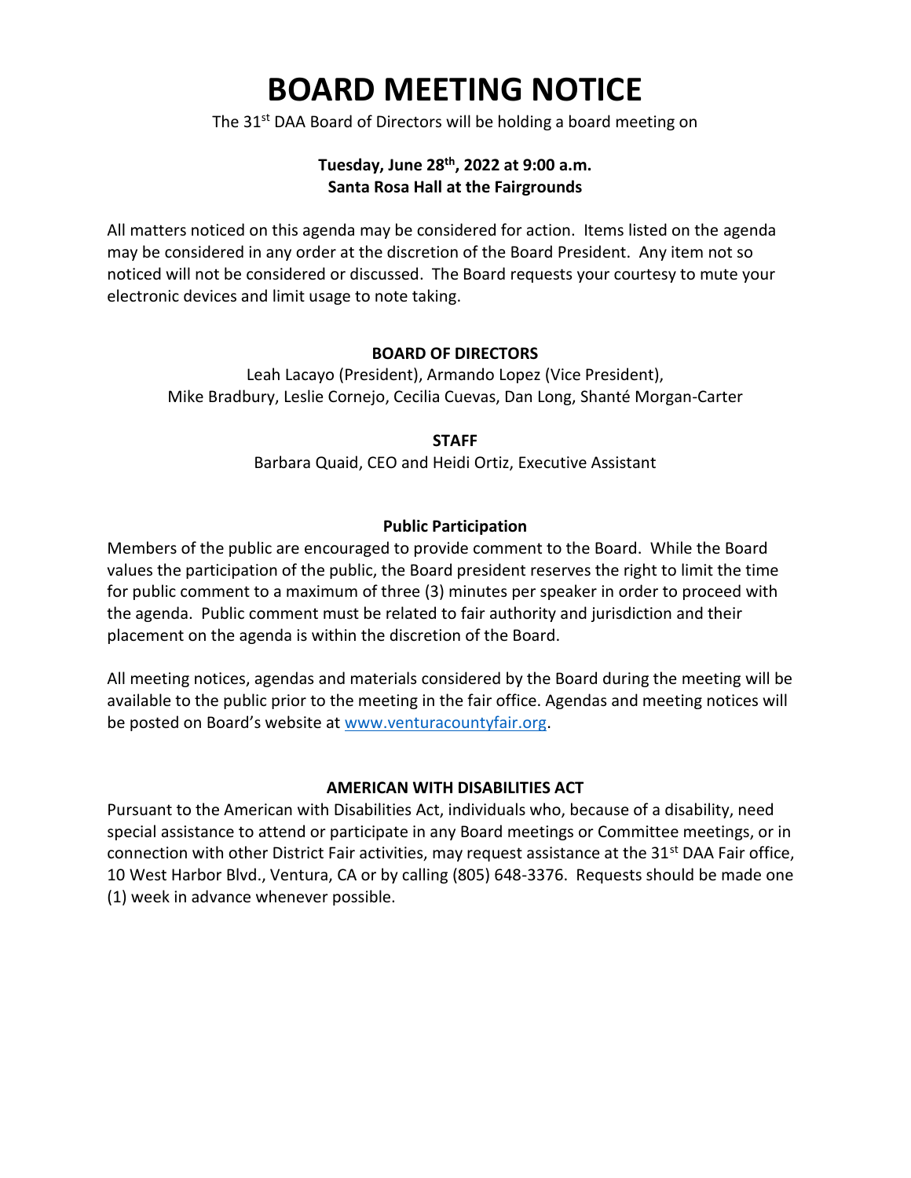# BOARD MEETING NOTICE

The 31st DAA Board of Directors will be holding a board meeting on

**Tuesday, June 28th, 2022 at 9:00 a.m.**
**Santa Rosa Hall at the Fairgrounds**

All matters noticed on this agenda may be considered for action. Items listed on the agenda may be considered in any order at the discretion of the Board President. Any item not so noticed will not be considered or discussed. The Board requests your courtesy to mute your electronic devices and limit usage to note taking.

**BOARD OF DIRECTORS**

Leah Lacayo (President), Armando Lopez (Vice President),
Mike Bradbury, Leslie Cornejo, Cecilia Cuevas, Dan Long, Shanté Morgan-Carter

**STAFF**

Barbara Quaid, CEO and Heidi Ortiz, Executive Assistant

**Public Participation**

Members of the public are encouraged to provide comment to the Board. While the Board values the participation of the public, the Board president reserves the right to limit the time for public comment to a maximum of three (3) minutes per speaker in order to proceed with the agenda. Public comment must be related to fair authority and jurisdiction and their placement on the agenda is within the discretion of the Board.

All meeting notices, agendas and materials considered by the Board during the meeting will be available to the public prior to the meeting in the fair office. Agendas and meeting notices will be posted on Board's website at [www.venturacountyfair.org](http://www.venturacountyfair.org).

**AMERICAN WITH DISABILITIES ACT**

Pursuant to the American with Disabilities Act, individuals who, because of a disability, need special assistance to attend or participate in any Board meetings or Committee meetings, or in connection with other District Fair activities, may request assistance at the 31st DAA Fair office, 10 West Harbor Blvd., Ventura, CA or by calling (805) 648-3376. Requests should be made one (1) week in advance whenever possible.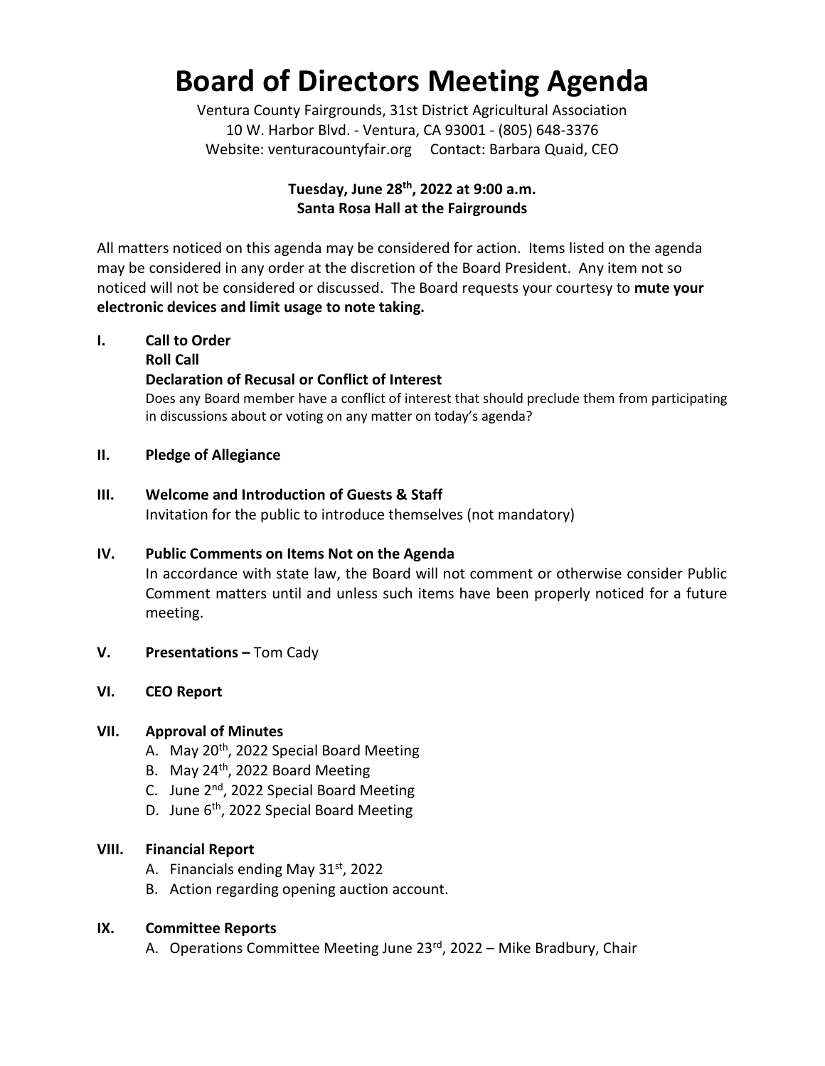# Board of Directors Meeting Agenda

Ventura County Fairgrounds, 31st District Agricultural Association
10 W. Harbor Blvd. - Ventura, CA 93001 - (805) 648-3376
Website: venturacountyfair.org Contact: Barbara Quaid, CEO

**Tuesday, June 28th, 2022 at 9:00 a.m.**
**Santa Rosa Hall at the Fairgrounds**

All matters noticed on this agenda may be considered for action. Items listed on the agenda may be considered in any order at the discretion of the Board President. Any item not so noticed will not be considered or discussed. The Board requests your courtesy to **mute your electronic devices and limit usage to note taking.**

**I. Call to Order**
**Roll Call**
**Declaration of Recusal or Conflict of Interest**
Does any Board member have a conflict of interest that should preclude them from participating in discussions about or voting on any matter on today's agenda?

**II. Pledge of Allegiance**

**III. Welcome and Introduction of Guests & Staff**
Invitation for the public to introduce themselves (not mandatory)

**IV. Public Comments on Items Not on the Agenda**
In accordance with state law, the Board will not comment or otherwise consider Public Comment matters until and unless such items have been properly noticed for a future meeting.

**V. Presentations –** Tom Cady

**VI. CEO Report**

**VII. Approval of Minutes**

A. May 20th, 2022 Special Board Meeting
B. May 24th, 2022 Board Meeting
C. June 2nd, 2022 Special Board Meeting
D. June 6th, 2022 Special Board Meeting

**VIII. Financial Report**

A. Financials ending May 31st, 2022
B. Action regarding opening auction account.

**IX. Committee Reports**

A. Operations Committee Meeting June 23rd, 2022 – Mike Bradbury, Chair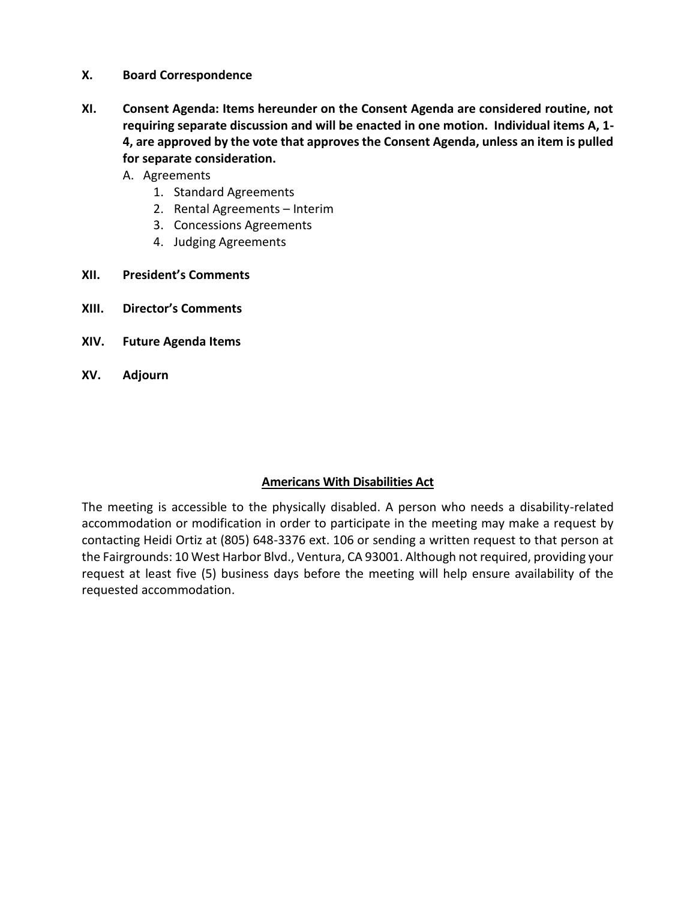**X. Board Correspondence**

**XI. Consent Agenda: Items hereunder on the Consent Agenda are considered routine, not requiring separate discussion and will be enacted in one motion. Individual items A, 1-4, are approved by the vote that approves the Consent Agenda, unless an item is pulled for separate consideration.**

A. Agreements
   1. Standard Agreements
   2. Rental Agreements – Interim
   3. Concessions Agreements
   4. Judging Agreements

**XII. President's Comments**

**XIII. Director's Comments**

**XIV. Future Agenda Items**

**XV. Adjourn**

## Americans With Disabilities Act

The meeting is accessible to the physically disabled. A person who needs a disability-related accommodation or modification in order to participate in the meeting may make a request by contacting Heidi Ortiz at (805) 648-3376 ext. 106 or sending a written request to that person at the Fairgrounds: 10 West Harbor Blvd., Ventura, CA 93001. Although not required, providing your request at least five (5) business days before the meeting will help ensure availability of the requested accommodation.